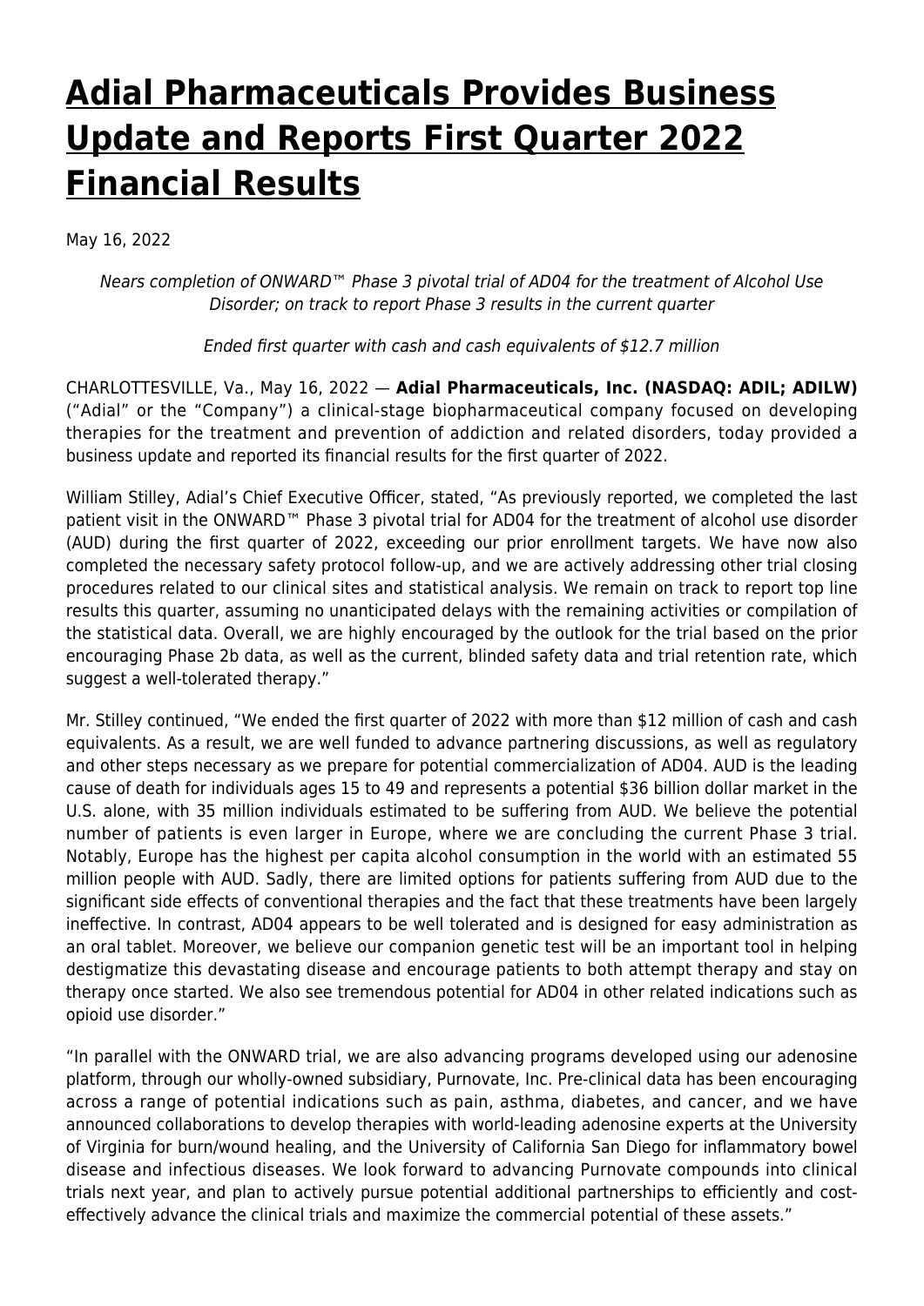# Adial Pharmaceuticals Provides Business Update and Reports First Quarter 2022 Financial Results

May 16, 2022

*Nears completion of ONWARD™ Phase 3 pivotal trial of AD04 for the treatment of Alcohol Use Disorder; on track to report Phase 3 results in the current quarter*

*Ended first quarter with cash and cash equivalents of $12.7 million*

CHARLOTTESVILLE, Va., May 16, 2022 — **Adial Pharmaceuticals, Inc. (NASDAQ: ADIL; ADILW)** ("Adial" or the "Company") a clinical-stage biopharmaceutical company focused on developing therapies for the treatment and prevention of addiction and related disorders, today provided a business update and reported its financial results for the first quarter of 2022.

William Stilley, Adial's Chief Executive Officer, stated, "As previously reported, we completed the last patient visit in the ONWARD™ Phase 3 pivotal trial for AD04 for the treatment of alcohol use disorder (AUD) during the first quarter of 2022, exceeding our prior enrollment targets. We have now also completed the necessary safety protocol follow-up, and we are actively addressing other trial closing procedures related to our clinical sites and statistical analysis. We remain on track to report top line results this quarter, assuming no unanticipated delays with the remaining activities or compilation of the statistical data. Overall, we are highly encouraged by the outlook for the trial based on the prior encouraging Phase 2b data, as well as the current, blinded safety data and trial retention rate, which suggest a well-tolerated therapy."

Mr. Stilley continued, "We ended the first quarter of 2022 with more than $12 million of cash and cash equivalents. As a result, we are well funded to advance partnering discussions, as well as regulatory and other steps necessary as we prepare for potential commercialization of AD04. AUD is the leading cause of death for individuals ages 15 to 49 and represents a potential $36 billion dollar market in the U.S. alone, with 35 million individuals estimated to be suffering from AUD. We believe the potential number of patients is even larger in Europe, where we are concluding the current Phase 3 trial. Notably, Europe has the highest per capita alcohol consumption in the world with an estimated 55 million people with AUD. Sadly, there are limited options for patients suffering from AUD due to the significant side effects of conventional therapies and the fact that these treatments have been largely ineffective. In contrast, AD04 appears to be well tolerated and is designed for easy administration as an oral tablet. Moreover, we believe our companion genetic test will be an important tool in helping destigmatize this devastating disease and encourage patients to both attempt therapy and stay on therapy once started. We also see tremendous potential for AD04 in other related indications such as opioid use disorder."

"In parallel with the ONWARD trial, we are also advancing programs developed using our adenosine platform, through our wholly-owned subsidiary, Purnovate, Inc. Pre-clinical data has been encouraging across a range of potential indications such as pain, asthma, diabetes, and cancer, and we have announced collaborations to develop therapies with world-leading adenosine experts at the University of Virginia for burn/wound healing, and the University of California San Diego for inflammatory bowel disease and infectious diseases. We look forward to advancing Purnovate compounds into clinical trials next year, and plan to actively pursue potential additional partnerships to efficiently and cost-effectively advance the clinical trials and maximize the commercial potential of these assets."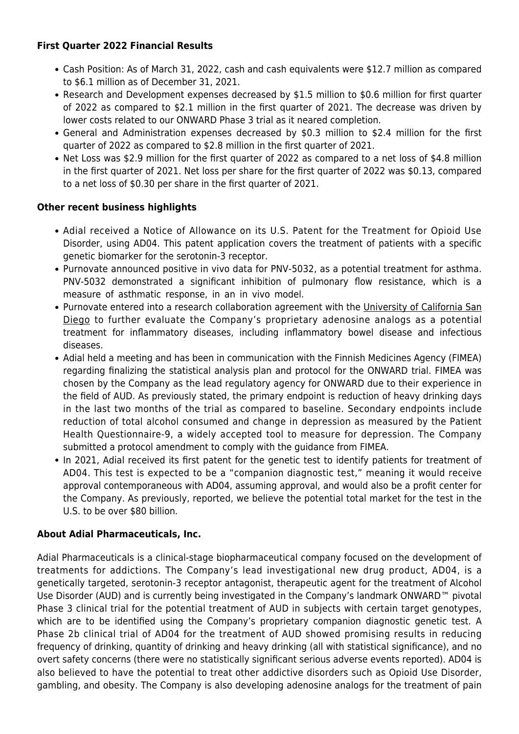**First Quarter 2022 Financial Results**

- Cash Position: As of March 31, 2022, cash and cash equivalents were $12.7 million as compared to $6.1 million as of December 31, 2021.
- Research and Development expenses decreased by $1.5 million to $0.6 million for first quarter of 2022 as compared to $2.1 million in the first quarter of 2021. The decrease was driven by lower costs related to our ONWARD Phase 3 trial as it neared completion.
- General and Administration expenses decreased by $0.3 million to $2.4 million for the first quarter of 2022 as compared to $2.8 million in the first quarter of 2021.
- Net Loss was $2.9 million for the first quarter of 2022 as compared to a net loss of $4.8 million in the first quarter of 2021. Net loss per share for the first quarter of 2022 was $0.13, compared to a net loss of $0.30 per share in the first quarter of 2021.

**Other recent business highlights**

- Adial received a Notice of Allowance on its U.S. Patent for the Treatment for Opioid Use Disorder, using AD04. This patent application covers the treatment of patients with a specific genetic biomarker for the serotonin-3 receptor.
- Purnovate announced positive in vivo data for PNV-5032, as a potential treatment for asthma. PNV-5032 demonstrated a significant inhibition of pulmonary flow resistance, which is a measure of asthmatic response, in an in vivo model.
- Purnovate entered into a research collaboration agreement with the University of California San Diego to further evaluate the Company's proprietary adenosine analogs as a potential treatment for inflammatory diseases, including inflammatory bowel disease and infectious diseases.
- Adial held a meeting and has been in communication with the Finnish Medicines Agency (FIMEA) regarding finalizing the statistical analysis plan and protocol for the ONWARD trial. FIMEA was chosen by the Company as the lead regulatory agency for ONWARD due to their experience in the field of AUD. As previously stated, the primary endpoint is reduction of heavy drinking days in the last two months of the trial as compared to baseline. Secondary endpoints include reduction of total alcohol consumed and change in depression as measured by the Patient Health Questionnaire-9, a widely accepted tool to measure for depression. The Company submitted a protocol amendment to comply with the guidance from FIMEA.
- In 2021, Adial received its first patent for the genetic test to identify patients for treatment of AD04. This test is expected to be a "companion diagnostic test," meaning it would receive approval contemporaneous with AD04, assuming approval, and would also be a profit center for the Company. As previously, reported, we believe the potential total market for the test in the U.S. to be over $80 billion.

**About Adial Pharmaceuticals, Inc.**

Adial Pharmaceuticals is a clinical-stage biopharmaceutical company focused on the development of treatments for addictions. The Company's lead investigational new drug product, AD04, is a genetically targeted, serotonin-3 receptor antagonist, therapeutic agent for the treatment of Alcohol Use Disorder (AUD) and is currently being investigated in the Company's landmark ONWARD™ pivotal Phase 3 clinical trial for the potential treatment of AUD in subjects with certain target genotypes, which are to be identified using the Company's proprietary companion diagnostic genetic test. A Phase 2b clinical trial of AD04 for the treatment of AUD showed promising results in reducing frequency of drinking, quantity of drinking and heavy drinking (all with statistical significance), and no overt safety concerns (there were no statistically significant serious adverse events reported). AD04 is also believed to have the potential to treat other addictive disorders such as Opioid Use Disorder, gambling, and obesity. The Company is also developing adenosine analogs for the treatment of pain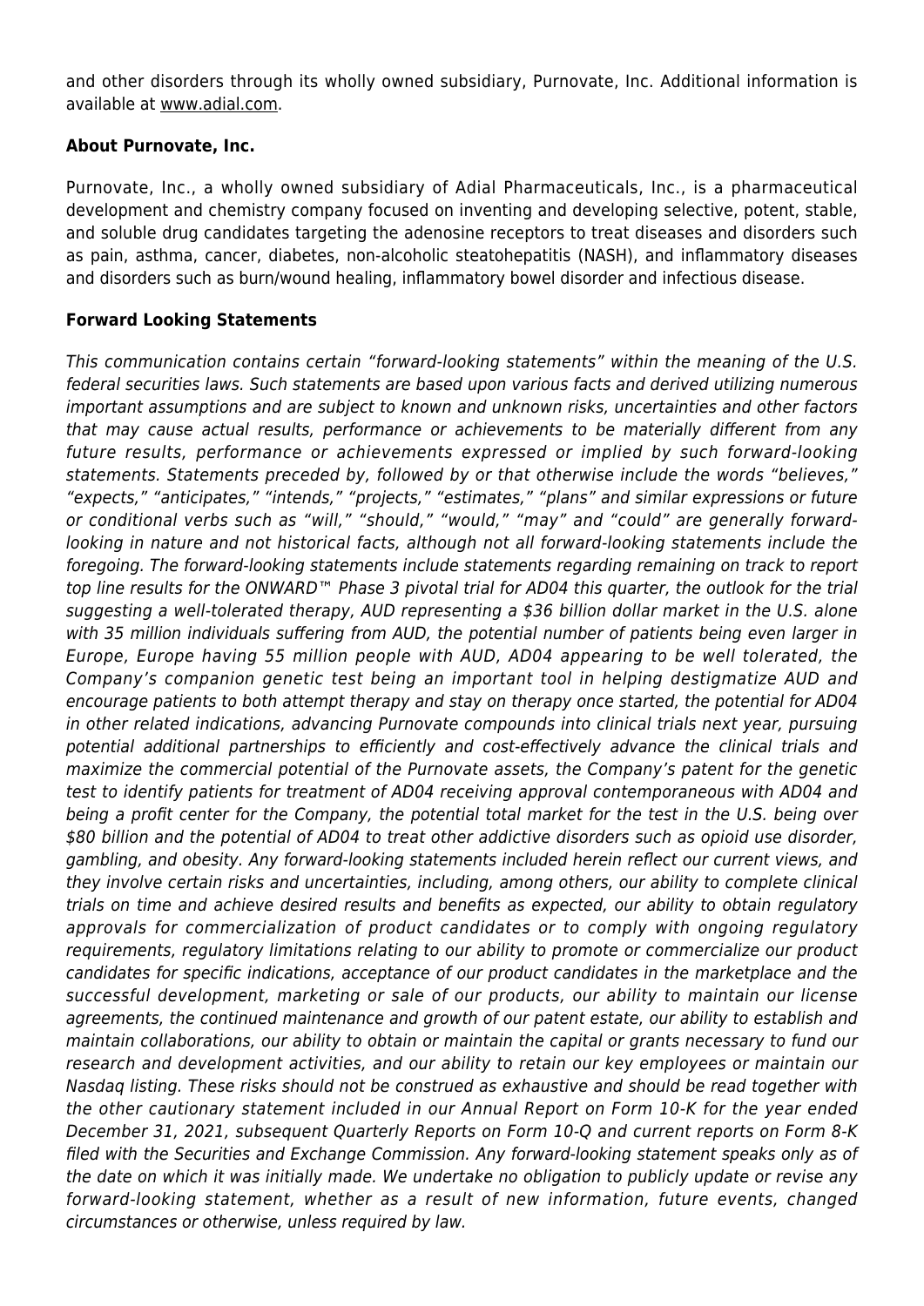and other disorders through its wholly owned subsidiary, Purnovate, Inc. Additional information is available at www.adial.com.

**About Purnovate, Inc.**

Purnovate, Inc., a wholly owned subsidiary of Adial Pharmaceuticals, Inc., is a pharmaceutical development and chemistry company focused on inventing and developing selective, potent, stable, and soluble drug candidates targeting the adenosine receptors to treat diseases and disorders such as pain, asthma, cancer, diabetes, non-alcoholic steatohepatitis (NASH), and inflammatory diseases and disorders such as burn/wound healing, inflammatory bowel disorder and infectious disease.

**Forward Looking Statements**

*This communication contains certain "forward-looking statements" within the meaning of the U.S. federal securities laws. Such statements are based upon various facts and derived utilizing numerous important assumptions and are subject to known and unknown risks, uncertainties and other factors that may cause actual results, performance or achievements to be materially different from any future results, performance or achievements expressed or implied by such forward-looking statements. Statements preceded by, followed by or that otherwise include the words "believes," "expects," "anticipates," "intends," "projects," "estimates," "plans" and similar expressions or future or conditional verbs such as "will," "should," "would," "may" and "could" are generally forward-looking in nature and not historical facts, although not all forward-looking statements include the foregoing. The forward-looking statements include statements regarding remaining on track to report top line results for the ONWARD™ Phase 3 pivotal trial for AD04 this quarter, the outlook for the trial suggesting a well-tolerated therapy, AUD representing a $36 billion dollar market in the U.S. alone with 35 million individuals suffering from AUD, the potential number of patients being even larger in Europe, Europe having 55 million people with AUD, AD04 appearing to be well tolerated, the Company's companion genetic test being an important tool in helping destigmatize AUD and encourage patients to both attempt therapy and stay on therapy once started, the potential for AD04 in other related indications, advancing Purnovate compounds into clinical trials next year, pursuing potential additional partnerships to efficiently and cost-effectively advance the clinical trials and maximize the commercial potential of the Purnovate assets, the Company's patent for the genetic test to identify patients for treatment of AD04 receiving approval contemporaneous with AD04 and being a profit center for the Company, the potential total market for the test in the U.S. being over $80 billion and the potential of AD04 to treat other addictive disorders such as opioid use disorder, gambling, and obesity. Any forward-looking statements included herein reflect our current views, and they involve certain risks and uncertainties, including, among others, our ability to complete clinical trials on time and achieve desired results and benefits as expected, our ability to obtain regulatory approvals for commercialization of product candidates or to comply with ongoing regulatory requirements, regulatory limitations relating to our ability to promote or commercialize our product candidates for specific indications, acceptance of our product candidates in the marketplace and the successful development, marketing or sale of our products, our ability to maintain our license agreements, the continued maintenance and growth of our patent estate, our ability to establish and maintain collaborations, our ability to obtain or maintain the capital or grants necessary to fund our research and development activities, and our ability to retain our key employees or maintain our Nasdaq listing. These risks should not be construed as exhaustive and should be read together with the other cautionary statement included in our Annual Report on Form 10-K for the year ended December 31, 2021, subsequent Quarterly Reports on Form 10-Q and current reports on Form 8-K filed with the Securities and Exchange Commission. Any forward-looking statement speaks only as of the date on which it was initially made. We undertake no obligation to publicly update or revise any forward-looking statement, whether as a result of new information, future events, changed circumstances or otherwise, unless required by law.*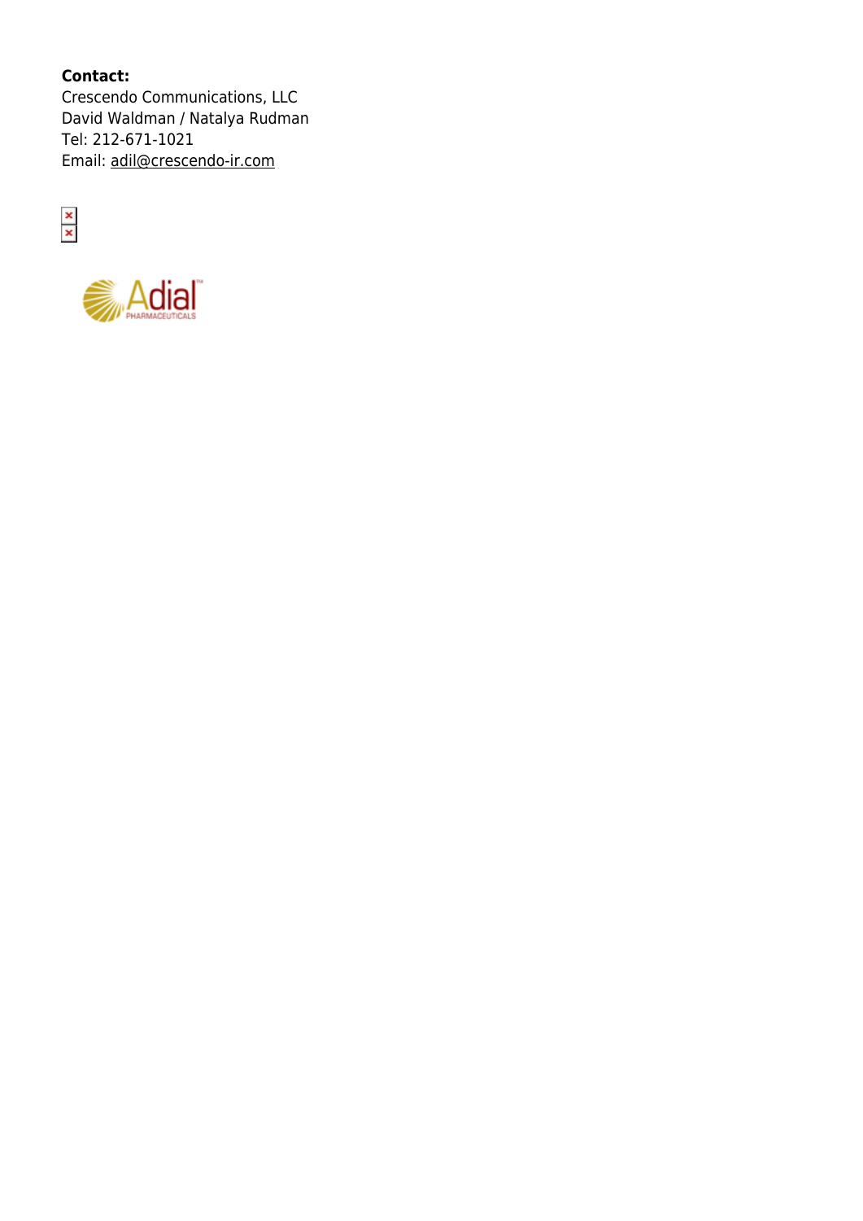**Contact:**
Crescendo Communications, LLC
David Waldman / Natalya Rudman
Tel: 212-671-1021
Email: adil@crescendo-ir.com